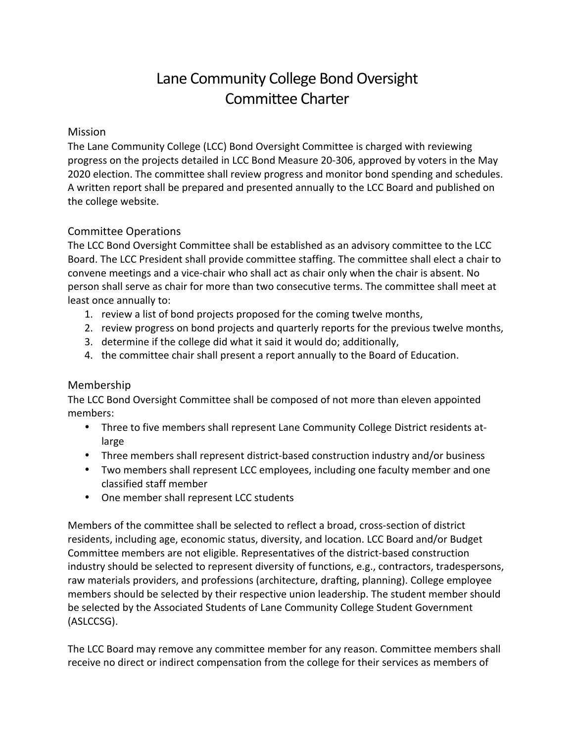# Lane Community College Bond Oversight Committee Charter

## Mission

The Lane Community College (LCC) Bond Oversight Committee is charged with reviewing progress on the projects detailed in LCC Bond Measure 20-306, approved by voters in the May 2020 election. The committee shall review progress and monitor bond spending and schedules. A written report shall be prepared and presented annually to the LCC Board and published on the college website.

## Committee Operations

The LCC Bond Oversight Committee shall be established as an advisory committee to the LCC Board. The LCC President shall provide committee staffing. The committee shall elect a chair to convene meetings and a vice-chair who shall act as chair only when the chair is absent. No person shall serve as chair for more than two consecutive terms. The committee shall meet at least once annually to:

1. review a list of bond projects proposed for the coming twelve months,
2. review progress on bond projects and quarterly reports for the previous twelve months,
3. determine if the college did what it said it would do; additionally,
4. the committee chair shall present a report annually to the Board of Education.

## Membership

The LCC Bond Oversight Committee shall be composed of not more than eleven appointed members:

- Three to five members shall represent Lane Community College District residents at-large
- Three members shall represent district-based construction industry and/or business
- Two members shall represent LCC employees, including one faculty member and one classified staff member
- One member shall represent LCC students

Members of the committee shall be selected to reflect a broad, cross-section of district residents, including age, economic status, diversity, and location. LCC Board and/or Budget Committee members are not eligible. Representatives of the district-based construction industry should be selected to represent diversity of functions, e.g., contractors, tradespersons, raw materials providers, and professions (architecture, drafting, planning). College employee members should be selected by their respective union leadership. The student member should be selected by the Associated Students of Lane Community College Student Government (ASLCCSG).

The LCC Board may remove any committee member for any reason. Committee members shall receive no direct or indirect compensation from the college for their services as members of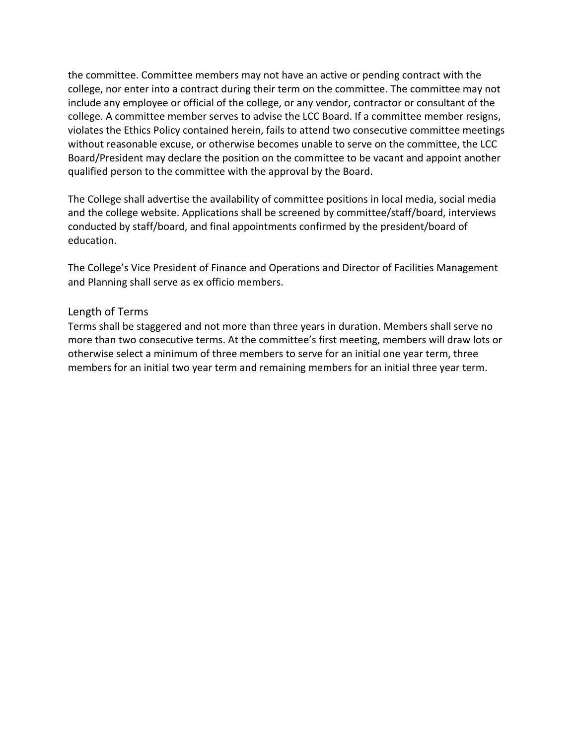the committee. Committee members may not have an active or pending contract with the college, nor enter into a contract during their term on the committee. The committee may not include any employee or official of the college, or any vendor, contractor or consultant of the college. A committee member serves to advise the LCC Board. If a committee member resigns, violates the Ethics Policy contained herein, fails to attend two consecutive committee meetings without reasonable excuse, or otherwise becomes unable to serve on the committee, the LCC Board/President may declare the position on the committee to be vacant and appoint another qualified person to the committee with the approval by the Board.

The College shall advertise the availability of committee positions in local media, social media and the college website. Applications shall be screened by committee/staff/board, interviews conducted by staff/board, and final appointments confirmed by the president/board of education.

The College's Vice President of Finance and Operations and Director of Facilities Management and Planning shall serve as ex officio members.

## Length of Terms

Terms shall be staggered and not more than three years in duration. Members shall serve no more than two consecutive terms. At the committee's first meeting, members will draw lots or otherwise select a minimum of three members to serve for an initial one year term, three members for an initial two year term and remaining members for an initial three year term.